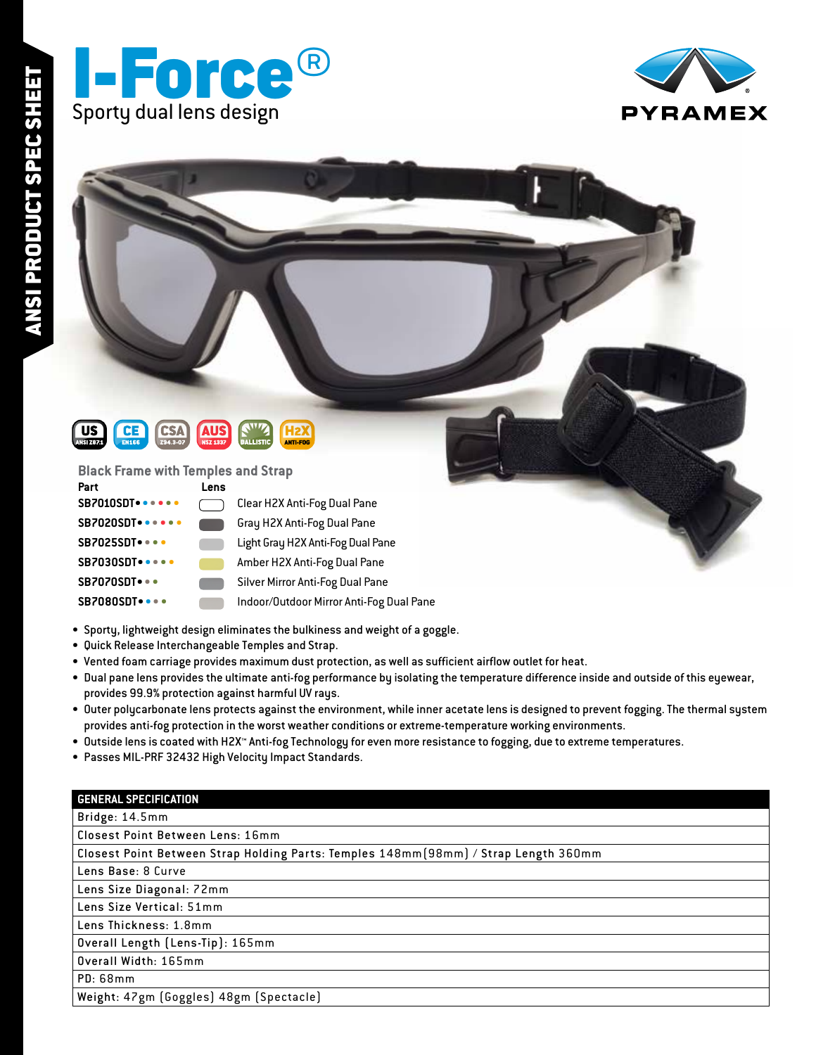ANSI PRODUCT SPEC SHEET

# I-Force®

Sporty dual lens design

PYRAMEX

US ANSI Z87.1 | CE EN166 | CSA Z94.3-07 | AUS NZS 1337 | BALLISTIC | H2X ANTI-FOG

## Black Frame with Temples and Strap

| Part | Lens |
|---|---|
| SB7010SDT | Clear H2X Anti-Fog Dual Pane |
| SB7020SDT | Gray H2X Anti-Fog Dual Pane |
| SB7025SDT | Light Gray H2X Anti-Fog Dual Pane |
| SB7030SDT | Amber H2X Anti-Fog Dual Pane |
| SB7070SDT | Silver Mirror Anti-Fog Dual Pane |
| SB7080SDT | Indoor/Outdoor Mirror Anti-Fog Dual Pane |

- Sporty, lightweight design eliminates the bulkiness and weight of a goggle.
- Quick Release Interchangeable Temples and Strap.
- Vented foam carriage provides maximum dust protection, as well as sufficient airflow outlet for heat.
- Dual pane lens provides the ultimate anti-fog performance by isolating the temperature difference inside and outside of this eyewear, provides 99.9% protection against harmful UV rays.
- Outer polycarbonate lens protects against the environment, while inner acetate lens is designed to prevent fogging. The thermal system provides anti-fog protection in the worst weather conditions or extreme-temperature working environments.
- Outside lens is coated with H2X™ Anti-fog Technology for even more resistance to fogging, due to extreme temperatures.
- Passes MIL-PRF 32432 High Velocity Impact Standards.

| GENERAL SPECIFICATION |
|---|
| Bridge: 14.5mm |
| Closest Point Between Lens: 16mm |
| Closest Point Between Strap Holding Parts: Temples 148mm(98mm) / Strap Length 360mm |
| Lens Base: 8 Curve |
| Lens Size Diagonal: 72mm |
| Lens Size Vertical: 51mm |
| Lens Thickness: 1.8mm |
| Overall Length (Lens-Tip): 165mm |
| Overall Width: 165mm |
| PD: 68mm |
| Weight: 47gm (Goggles) 48gm (Spectacle) |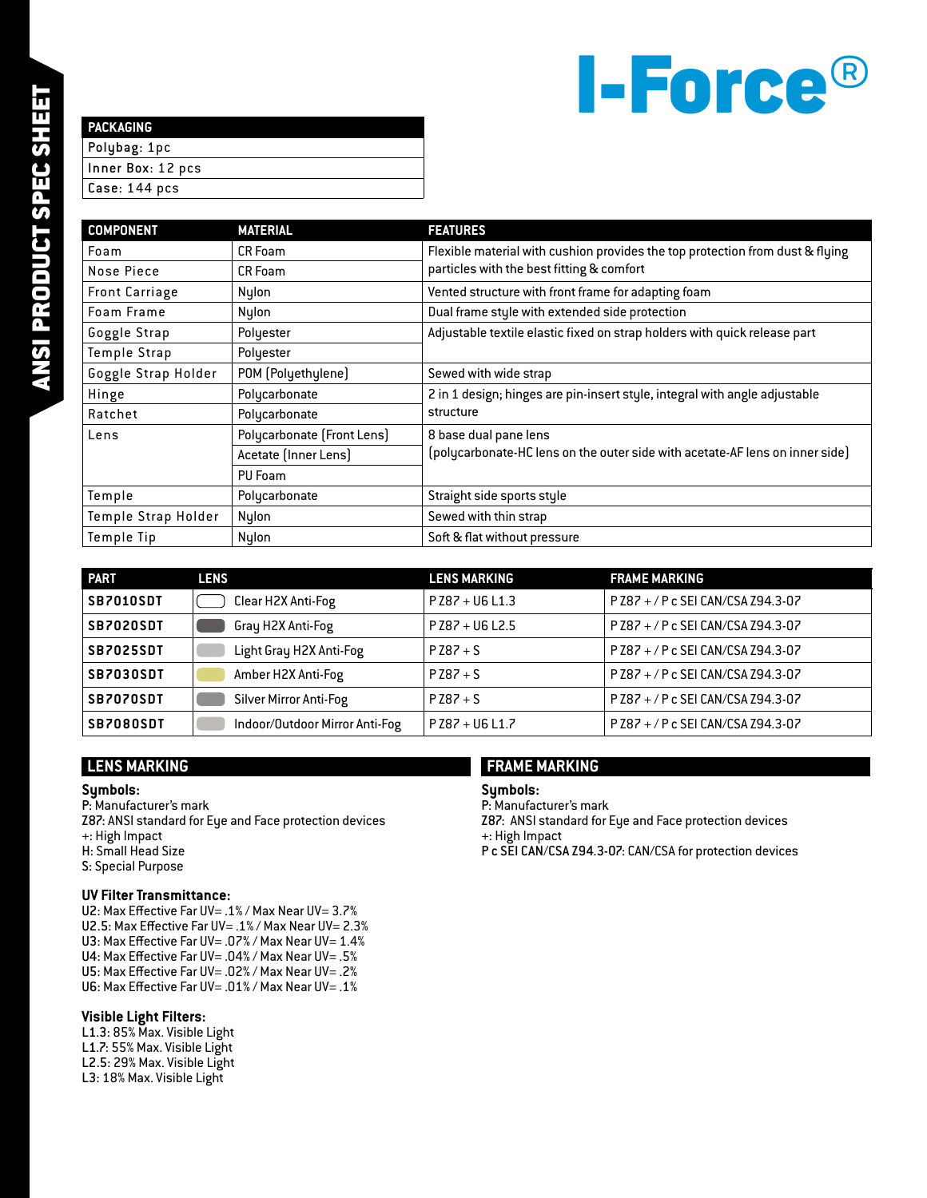# I-Force®

ANSI PRODUCT SPEC SHEET

| PACKAGING |
|---|
| Polybag: 1pc |
| Inner Box: 12 pcs |
| Case: 144 pcs |

| COMPONENT | MATERIAL | FEATURES |
|---|---|---|
| Foam | CR Foam | Flexible material with cushion provides the top protection from dust & flying particles with the best fitting & comfort |
| Nose Piece | CR Foam | |
| Front Carriage | Nylon | Vented structure with front frame for adapting foam |
| Foam Frame | Nylon | Dual frame style with extended side protection |
| Goggle Strap | Polyester | Adjustable textile elastic fixed on strap holders with quick release part |
| Temple Strap | Polyester | |
| Goggle Strap Holder | POM (Polyethylene) | Sewed with wide strap |
| Hinge | Polycarbonate | 2 in 1 design; hinges are pin-insert style, integral with angle adjustable structure |
| Ratchet | Polycarbonate | |
| Lens | Polycarbonate (Front Lens) | 8 base dual pane lens (polycarbonate-HC lens on the outer side with acetate-AF lens on inner side) |
| | Acetate (Inner Lens) | |
| | PU Foam | |
| Temple | Polycarbonate | Straight side sports style |
| Temple Strap Holder | Nylon | Sewed with thin strap |
| Temple Tip | Nylon | Soft & flat without pressure |

| PART | LENS | LENS MARKING | FRAME MARKING |
|---|---|---|---|
| SB7010SDT | Clear H2X Anti-Fog | P Z87 + U6 L1.3 | P Z87 + / P c SEI CAN/CSA Z94.3-07 |
| SB7020SDT | Gray H2X Anti-Fog | P Z87 + U6 L2.5 | P Z87 + / P c SEI CAN/CSA Z94.3-07 |
| SB7025SDT | Light Gray H2X Anti-Fog | P Z87 + S | P Z87 + / P c SEI CAN/CSA Z94.3-07 |
| SB7030SDT | Amber H2X Anti-Fog | P Z87 + S | P Z87 + / P c SEI CAN/CSA Z94.3-07 |
| SB7070SDT | Silver Mirror Anti-Fog | P Z87 + S | P Z87 + / P c SEI CAN/CSA Z94.3-07 |
| SB7080SDT | Indoor/Outdoor Mirror Anti-Fog | P Z87 + U6 L1.7 | P Z87 + / P c SEI CAN/CSA Z94.3-07 |

## LENS MARKING

**Symbols:**
P: Manufacturer's mark
Z87: ANSI standard for Eye and Face protection devices
+: High Impact
H: Small Head Size
S: Special Purpose

**UV Filter Transmittance:**
U2: Max Effective Far UV= .1% / Max Near UV= 3.7%
U2.5: Max Effective Far UV= .1% / Max Near UV= 2.3%
U3: Max Effective Far UV= .07% / Max Near UV= 1.4%
U4: Max Effective Far UV= .04% / Max Near UV= .5%
U5: Max Effective Far UV= .02% / Max Near UV= .2%
U6: Max Effective Far UV= .01% / Max Near UV= .1%

**Visible Light Filters:**
L1.3: 85% Max. Visible Light
L1.7: 55% Max. Visible Light
L2.5: 29% Max. Visible Light
L3: 18% Max. Visible Light

## FRAME MARKING

**Symbols:**
P: Manufacturer's mark
Z87: ANSI standard for Eye and Face protection devices
+: High Impact
P c SEI CAN/CSA Z94.3-07: CAN/CSA for protection devices